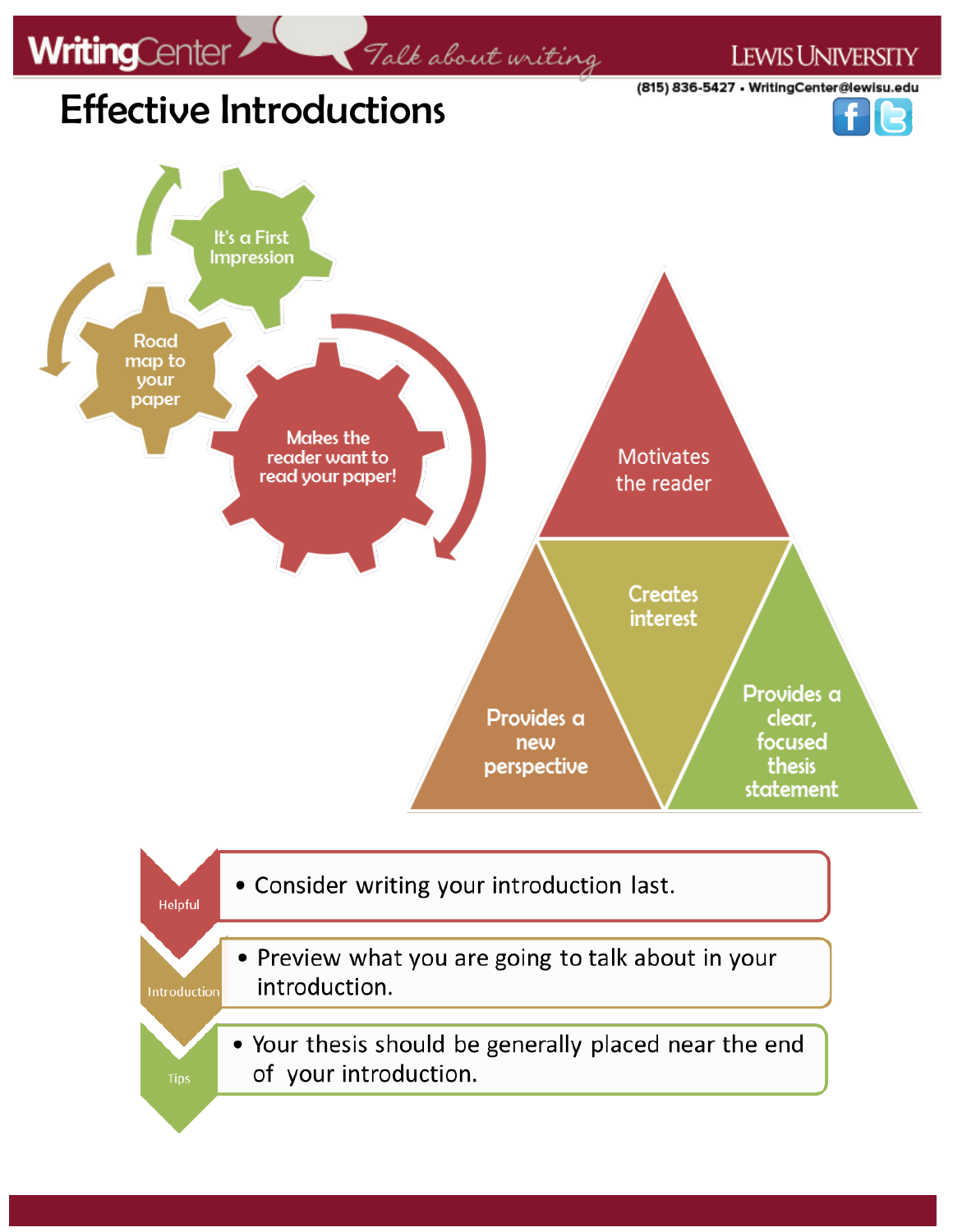# Effective Introductions

(815) 836-5427 • WritingCenter@lewisu.edu

It's a First Impression

Road map to your paper

Makes the reader want to read your paper!

Motivates the reader

Creates interest

Provides a new perspective

Provides a clear, focused thesis statement

## Helpful Introduction Tips

- Consider writing your introduction last.
- Preview what you are going to talk about in your introduction.
- Your thesis should be generally placed near the end of your introduction.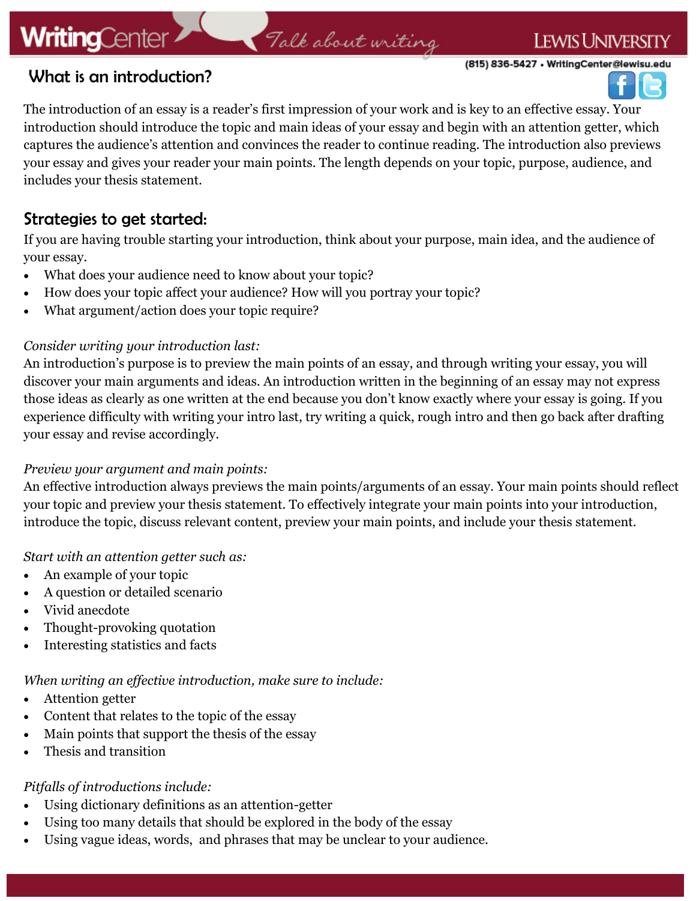## What is an introduction?

The introduction of an essay is a reader's first impression of your work and is key to an effective essay. Your introduction should introduce the topic and main ideas of your essay and begin with an attention getter, which captures the audience's attention and convinces the reader to continue reading. The introduction also previews your essay and gives your reader your main points. The length depends on your topic, purpose, audience, and includes your thesis statement.

## Strategies to get started:

If you are having trouble starting your introduction, think about your purpose, main idea, and the audience of your essay.

- What does your audience need to know about your topic?
- How does your topic affect your audience? How will you portray your topic?
- What argument/action does your topic require?

*Consider writing your introduction last:*
An introduction's purpose is to preview the main points of an essay, and through writing your essay, you will discover your main arguments and ideas. An introduction written in the beginning of an essay may not express those ideas as clearly as one written at the end because you don't know exactly where your essay is going. If you experience difficulty with writing your intro last, try writing a quick, rough intro and then go back after drafting your essay and revise accordingly.

*Preview your argument and main points:*
An effective introduction always previews the main points/arguments of an essay. Your main points should reflect your topic and preview your thesis statement. To effectively integrate your main points into your introduction, introduce the topic, discuss relevant content, preview your main points, and include your thesis statement.

*Start with an attention getter such as:*

- An example of your topic
- A question or detailed scenario
- Vivid anecdote
- Thought-provoking quotation
- Interesting statistics and facts

*When writing an effective introduction, make sure to include:*

- Attention getter
- Content that relates to the topic of the essay
- Main points that support the thesis of the essay
- Thesis and transition

*Pitfalls of introductions include:*

- Using dictionary definitions as an attention-getter
- Using too many details that should be explored in the body of the essay
- Using vague ideas, words, and phrases that may be unclear to your audience.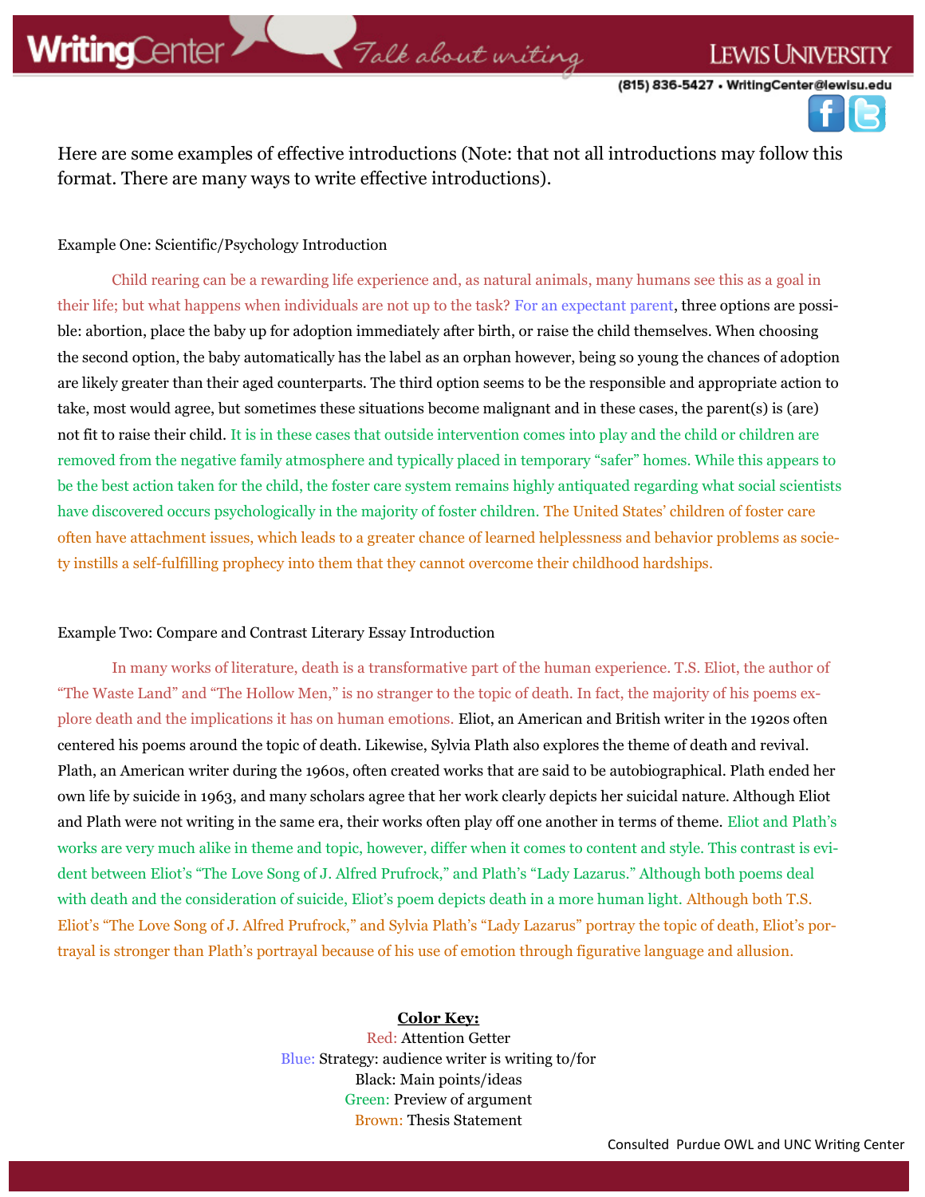Here are some examples of effective introductions (Note: that not all introductions may follow this format. There are many ways to write effective introductions).

Example One: Scientific/Psychology Introduction

Child rearing can be a rewarding life experience and, as natural animals, many humans see this as a goal in their life; but what happens when individuals are not up to the task? For an expectant parent, three options are possible: abortion, place the baby up for adoption immediately after birth, or raise the child themselves. When choosing the second option, the baby automatically has the label as an orphan however, being so young the chances of adoption are likely greater than their aged counterparts. The third option seems to be the responsible and appropriate action to take, most would agree, but sometimes these situations become malignant and in these cases, the parent(s) is (are) not fit to raise their child. It is in these cases that outside intervention comes into play and the child or children are removed from the negative family atmosphere and typically placed in temporary "safer" homes. While this appears to be the best action taken for the child, the foster care system remains highly antiquated regarding what social scientists have discovered occurs psychologically in the majority of foster children. The United States' children of foster care often have attachment issues, which leads to a greater chance of learned helplessness and behavior problems as society instills a self-fulfilling prophecy into them that they cannot overcome their childhood hardships.

Example Two: Compare and Contrast Literary Essay Introduction

In many works of literature, death is a transformative part of the human experience. T.S. Eliot, the author of "The Waste Land" and "The Hollow Men," is no stranger to the topic of death. In fact, the majority of his poems explore death and the implications it has on human emotions. Eliot, an American and British writer in the 1920s often centered his poems around the topic of death. Likewise, Sylvia Plath also explores the theme of death and revival. Plath, an American writer during the 1960s, often created works that are said to be autobiographical. Plath ended her own life by suicide in 1963, and many scholars agree that her work clearly depicts her suicidal nature. Although Eliot and Plath were not writing in the same era, their works often play off one another in terms of theme. Eliot and Plath's works are very much alike in theme and topic, however, differ when it comes to content and style. This contrast is evident between Eliot's "The Love Song of J. Alfred Prufrock," and Plath's "Lady Lazarus." Although both poems deal with death and the consideration of suicide, Eliot's poem depicts death in a more human light. Although both T.S. Eliot's "The Love Song of J. Alfred Prufrock," and Sylvia Plath's "Lady Lazarus" portray the topic of death, Eliot's portrayal is stronger than Plath's portrayal because of his use of emotion through figurative language and allusion.

**Color Key:**

Red: Attention Getter

Blue: Strategy: audience writer is writing to/for

Black: Main points/ideas

Green: Preview of argument

Brown: Thesis Statement

Consulted Purdue OWL and UNC Writing Center